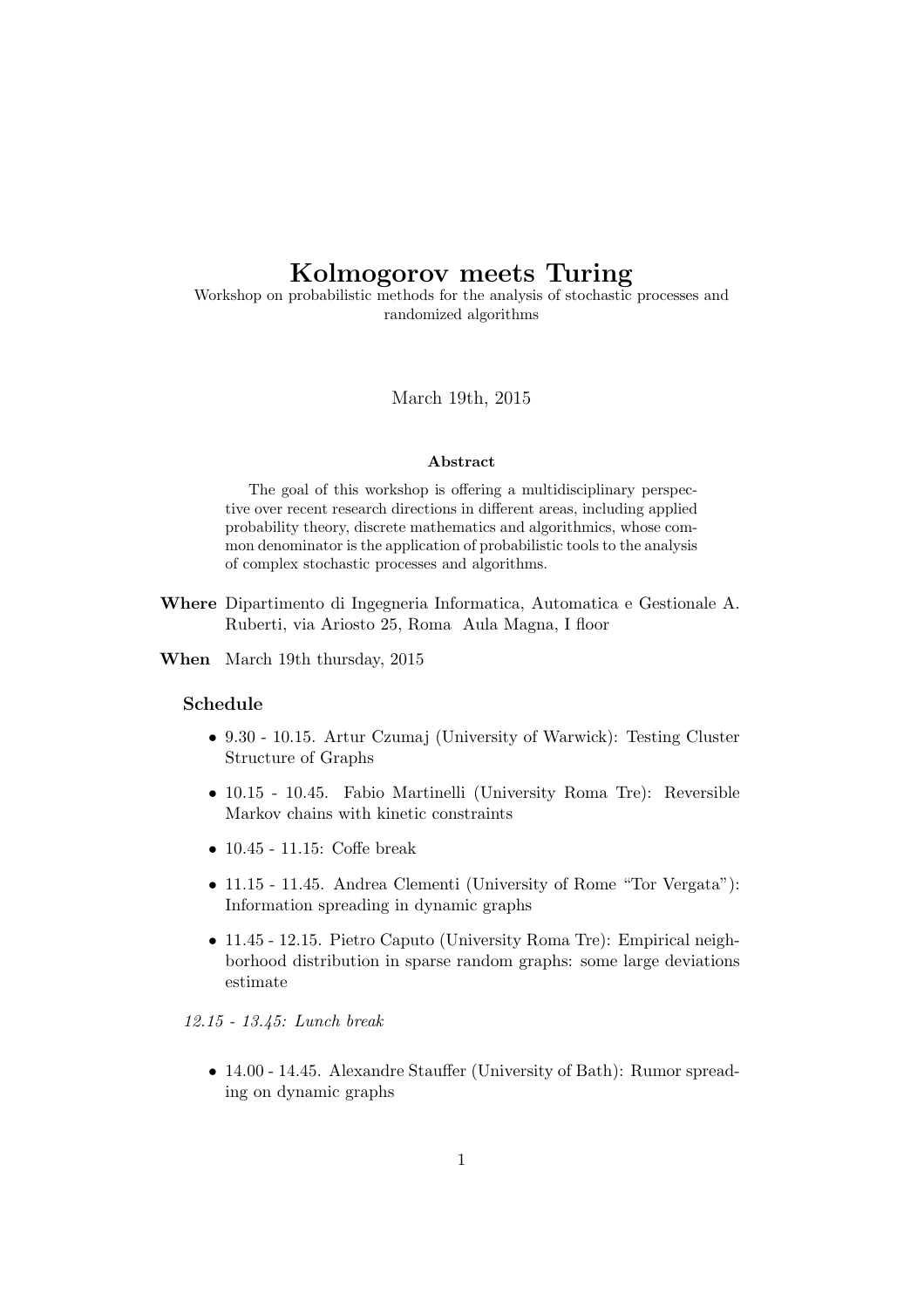# Kolmogorov meets Turing

Workshop on probabilistic methods for the analysis of stochastic processes and randomized algorithms

March 19th, 2015

### Abstract

The goal of this workshop is offering a multidisciplinary perspective over recent research directions in different areas, including applied probability theory, discrete mathematics and algorithmics, whose common denominator is the application of probabilistic tools to the analysis of complex stochastic processes and algorithms.

**Where** Dipartimento di Ingegneria Informatica, Automatica e Gestionale A. Ruberti, via Ariosto 25, Roma Aula Magna, I floor

**When** March 19th thursday, 2015

### Schedule

- 9.30 - 10.15. Artur Czumaj (University of Warwick): Testing Cluster Structure of Graphs
- 10.15 - 10.45. Fabio Martinelli (University Roma Tre): Reversible Markov chains with kinetic constraints
- 10.45 - 11.15: Coffe break
- 11.15 - 11.45. Andrea Clementi (University of Rome "Tor Vergata"): Information spreading in dynamic graphs
- 11.45 - 12.15. Pietro Caputo (University Roma Tre): Empirical neighborhood distribution in sparse random graphs: some large deviations estimate

*12.15 - 13.45: Lunch break*

- 14.00 - 14.45. Alexandre Stauffer (University of Bath): Rumor spreading on dynamic graphs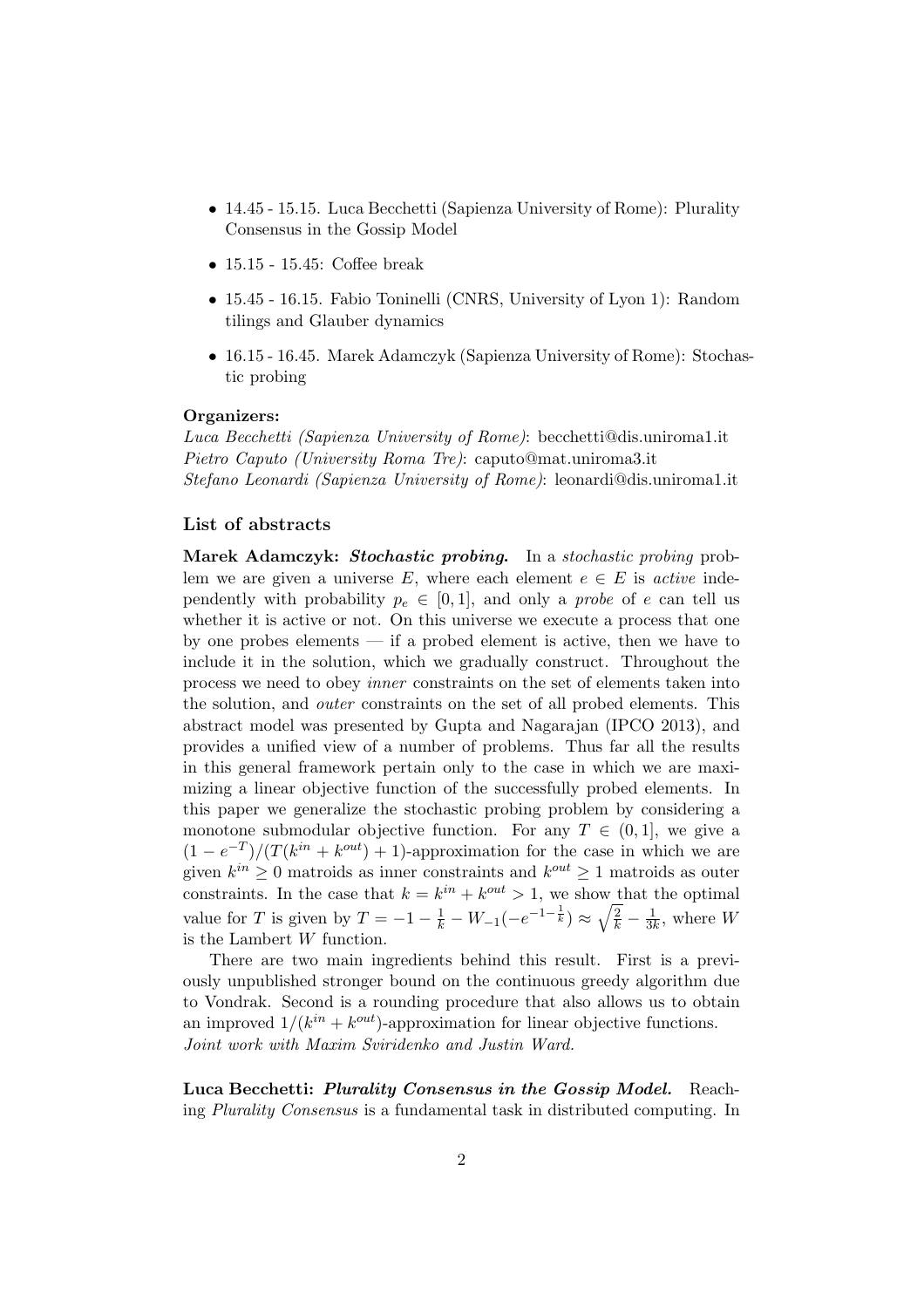- 14.45 - 15.15. Luca Becchetti (Sapienza University of Rome): Plurality Consensus in the Gossip Model
- 15.15 - 15.45: Coffee break
- 15.45 - 16.15. Fabio Toninelli (CNRS, University of Lyon 1): Random tilings and Glauber dynamics
- 16.15 - 16.45. Marek Adamczyk (Sapienza University of Rome): Stochastic probing

**Organizers:**

*Luca Becchetti (Sapienza University of Rome)*: becchetti@dis.uniroma1.it
*Pietro Caputo (University Roma Tre)*: caputo@mat.uniroma3.it
*Stefano Leonardi (Sapienza University of Rome)*: leonardi@dis.uniroma1.it

### List of abstracts

**Marek Adamczyk: *Stochastic probing.*** In a *stochastic probing* problem we are given a universe $E$, where each element $e \in E$ is *active* independently with probability $p_e \in [0, 1]$, and only a *probe* of $e$ can tell us whether it is active or not. On this universe we execute a process that one by one probes elements — if a probed element is active, then we have to include it in the solution, which we gradually construct. Throughout the process we need to obey *inner* constraints on the set of elements taken into the solution, and *outer* constraints on the set of all probed elements. This abstract model was presented by Gupta and Nagarajan (IPCO 2013), and provides a unified view of a number of problems. Thus far all the results in this general framework pertain only to the case in which we are maximizing a linear objective function of the successfully probed elements. In this paper we generalize the stochastic probing problem by considering a monotone submodular objective function. For any $T \in (0, 1]$, we give a $(1 - e^{-T})/(T(k^{in} + k^{out}) + 1)$-approximation for the case in which we are given $k^{in} \geq 0$ matroids as inner constraints and $k^{out} \geq 1$ matroids as outer constraints. In the case that $k = k^{in} + k^{out} > 1$, we show that the optimal value for $T$ is given by $T = -1 - \frac{1}{k} - W_{-1}(-e^{-1-\frac{1}{k}}) \approx \sqrt{\frac{2}{k}} - \frac{1}{3k}$, where $W$ is the Lambert $W$ function.

There are two main ingredients behind this result. First is a previously unpublished stronger bound on the continuous greedy algorithm due to Vondrak. Second is a rounding procedure that also allows us to obtain an improved $1/(k^{in} + k^{out})$-approximation for linear objective functions.
*Joint work with Maxim Sviridenko and Justin Ward.*

**Luca Becchetti: *Plurality Consensus in the Gossip Model.*** Reaching *Plurality Consensus* is a fundamental task in distributed computing. In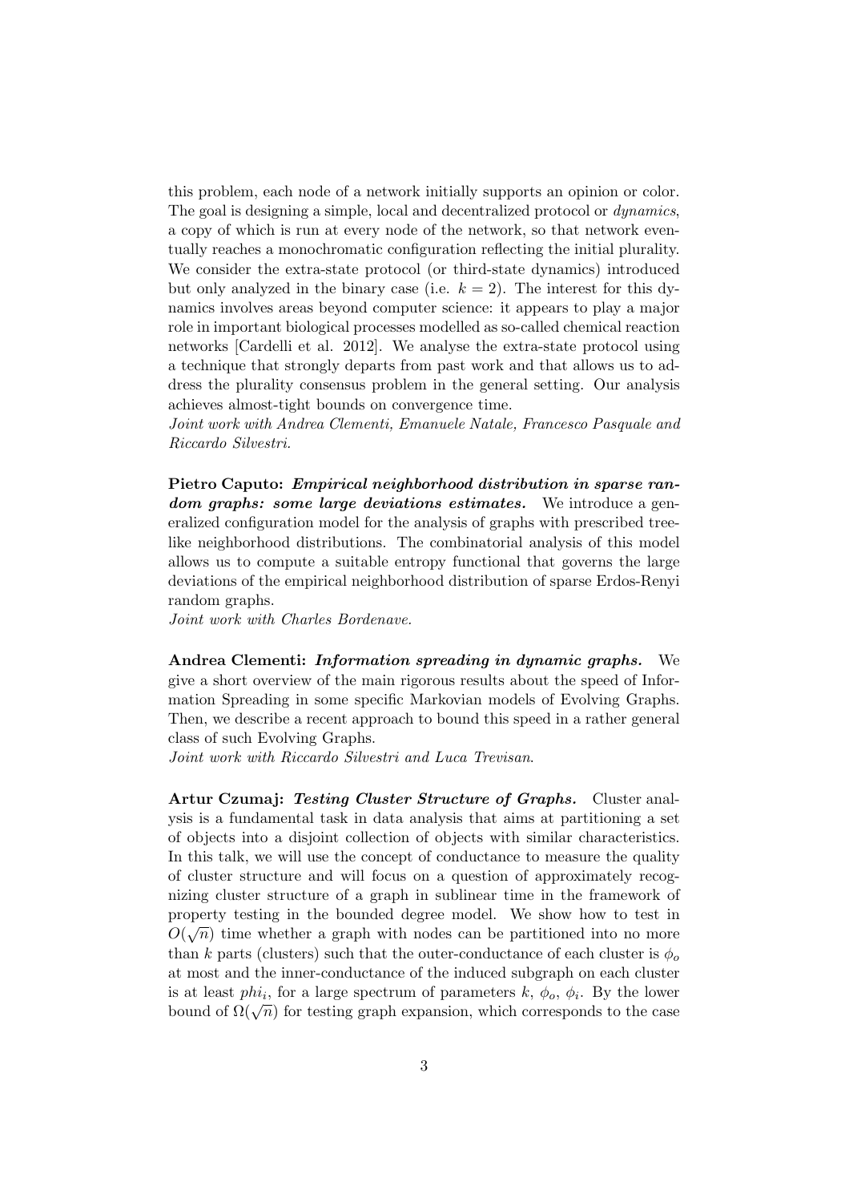this problem, each node of a network initially supports an opinion or color. The goal is designing a simple, local and decentralized protocol or *dynamics*, a copy of which is run at every node of the network, so that network eventually reaches a monochromatic configuration reflecting the initial plurality. We consider the extra-state protocol (or third-state dynamics) introduced but only analyzed in the binary case (i.e. $k = 2$). The interest for this dynamics involves areas beyond computer science: it appears to play a major role in important biological processes modelled as so-called chemical reaction networks [Cardelli et al. 2012]. We analyse the extra-state protocol using a technique that strongly departs from past work and that allows us to address the plurality consensus problem in the general setting. Our analysis achieves almost-tight bounds on convergence time.
*Joint work with Andrea Clementi, Emanuele Natale, Francesco Pasquale and Riccardo Silvestri.*

**Pietro Caputo:** ***Empirical neighborhood distribution in sparse random graphs: some large deviations estimates.*** We introduce a generalized configuration model for the analysis of graphs with prescribed tree-like neighborhood distributions. The combinatorial analysis of this model allows us to compute a suitable entropy functional that governs the large deviations of the empirical neighborhood distribution of sparse Erdos-Renyi random graphs.
*Joint work with Charles Bordenave.*

**Andrea Clementi:** ***Information spreading in dynamic graphs.*** We give a short overview of the main rigorous results about the speed of Information Spreading in some specific Markovian models of Evolving Graphs. Then, we describe a recent approach to bound this speed in a rather general class of such Evolving Graphs.
*Joint work with Riccardo Silvestri and Luca Trevisan.*

**Artur Czumaj:** ***Testing Cluster Structure of Graphs.*** Cluster analysis is a fundamental task in data analysis that aims at partitioning a set of objects into a disjoint collection of objects with similar characteristics. In this talk, we will use the concept of conductance to measure the quality of cluster structure and will focus on a question of approximately recognizing cluster structure of a graph in sublinear time in the framework of property testing in the bounded degree model. We show how to test in $O(\sqrt{n})$ time whether a graph with nodes can be partitioned into no more than $k$ parts (clusters) such that the outer-conductance of each cluster is $\phi_o$ at most and the inner-conductance of the induced subgraph on each cluster is at least $phi_i$, for a large spectrum of parameters $k$, $\phi_o$, $\phi_i$. By the lower bound of $\Omega(\sqrt{n})$ for testing graph expansion, which corresponds to the case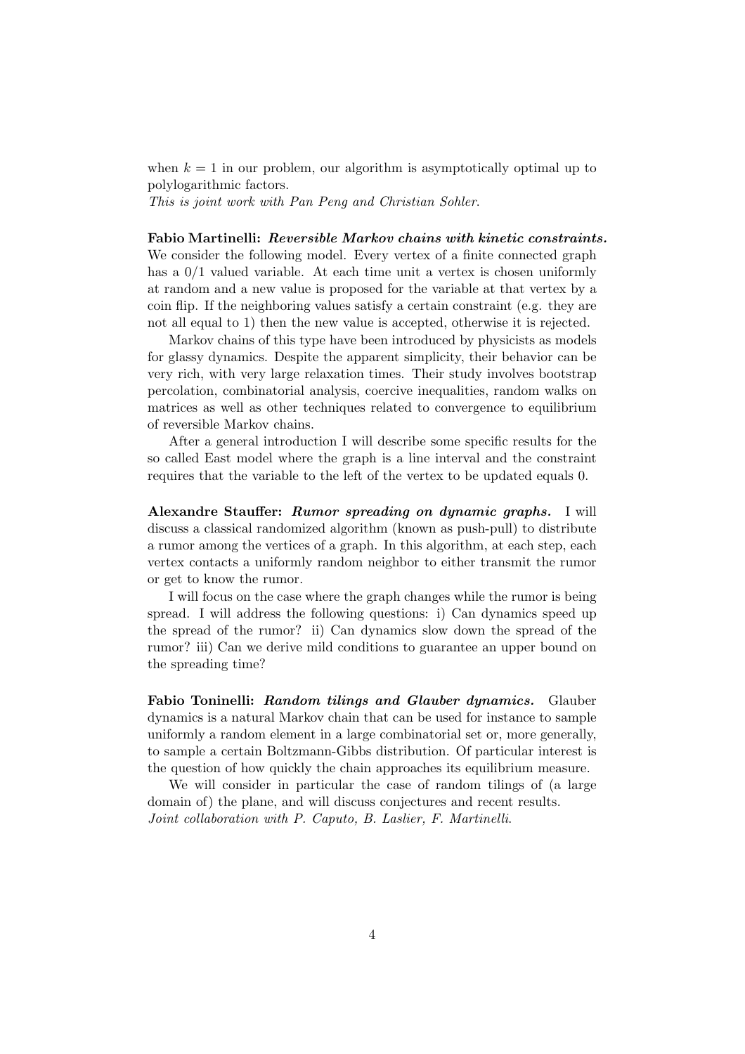when $k = 1$ in our problem, our algorithm is asymptotically optimal up to polylogarithmic factors.
*This is joint work with Pan Peng and Christian Sohler.*

**Fabio Martinelli:** ***Reversible Markov chains with kinetic constraints.*** We consider the following model. Every vertex of a finite connected graph has a 0/1 valued variable. At each time unit a vertex is chosen uniformly at random and a new value is proposed for the variable at that vertex by a coin flip. If the neighboring values satisfy a certain constraint (e.g. they are not all equal to 1) then the new value is accepted, otherwise it is rejected.

Markov chains of this type have been introduced by physicists as models for glassy dynamics. Despite the apparent simplicity, their behavior can be very rich, with very large relaxation times. Their study involves bootstrap percolation, combinatorial analysis, coercive inequalities, random walks on matrices as well as other techniques related to convergence to equilibrium of reversible Markov chains.

After a general introduction I will describe some specific results for the so called East model where the graph is a line interval and the constraint requires that the variable to the left of the vertex to be updated equals 0.

**Alexandre Stauffer:** ***Rumor spreading on dynamic graphs.*** I will discuss a classical randomized algorithm (known as push-pull) to distribute a rumor among the vertices of a graph. In this algorithm, at each step, each vertex contacts a uniformly random neighbor to either transmit the rumor or get to know the rumor.

I will focus on the case where the graph changes while the rumor is being spread. I will address the following questions: i) Can dynamics speed up the spread of the rumor? ii) Can dynamics slow down the spread of the rumor? iii) Can we derive mild conditions to guarantee an upper bound on the spreading time?

**Fabio Toninelli:** ***Random tilings and Glauber dynamics.*** Glauber dynamics is a natural Markov chain that can be used for instance to sample uniformly a random element in a large combinatorial set or, more generally, to sample a certain Boltzmann-Gibbs distribution. Of particular interest is the question of how quickly the chain approaches its equilibrium measure.

We will consider in particular the case of random tilings of (a large domain of) the plane, and will discuss conjectures and recent results.
*Joint collaboration with P. Caputo, B. Laslier, F. Martinelli.*